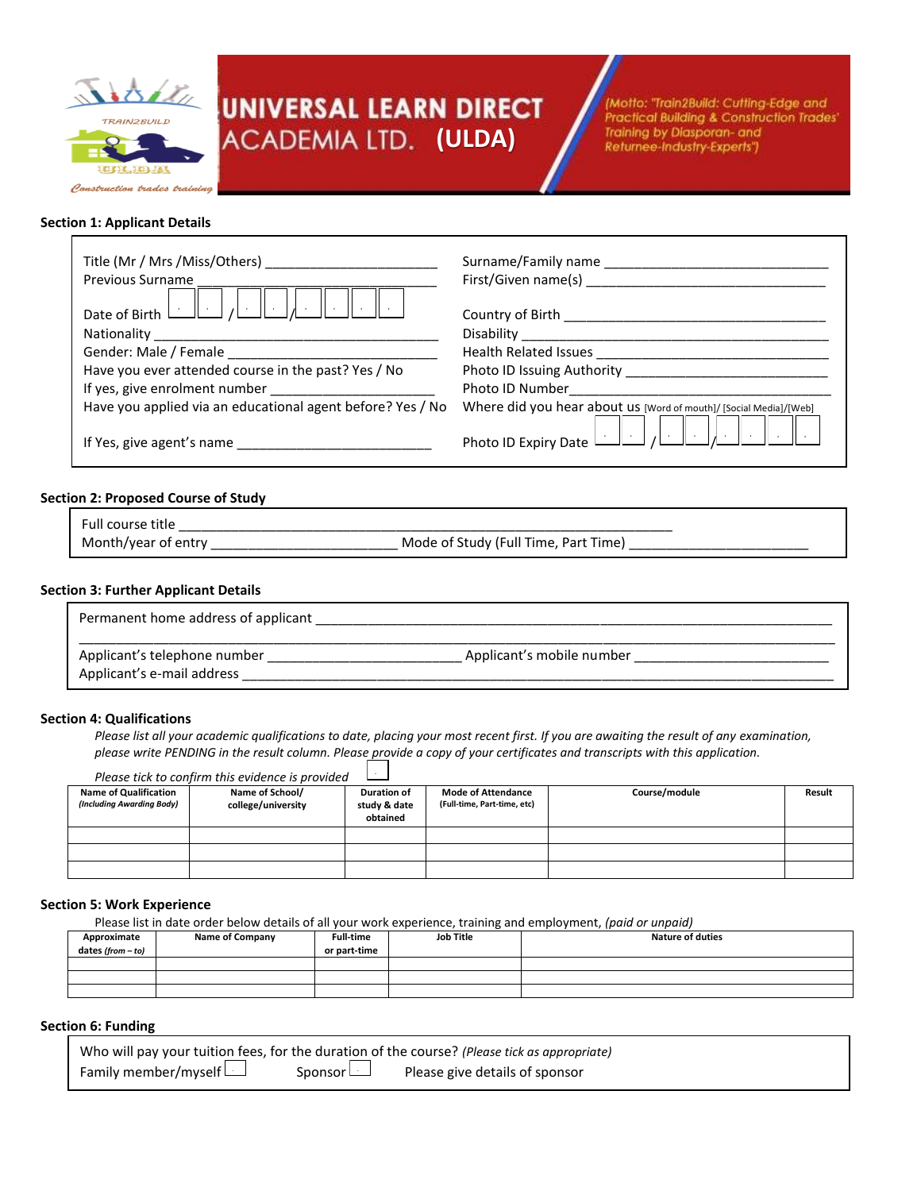# UNIVERSAL LEARN DIRECT ACADEMIA LTD. (ULDA)

(Motto: "Train2Build: Cutting-Edge and Practical Building & Construction Trades' Training by Diasporan- and Returnee-Industry-Experts")

TRAIN2BUILD

Construction trades training

### Section 1: Applicant Details

Title (Mr / Mrs /Miss/Others) ________________________

Previous Surname ________________________________

Date of Birth ☐☐ / ☐☐ / ☐☐☐☐

Nationality ______________________________________

Gender: Male / Female ____________________________

Have you ever attended course in the past? Yes / No

If yes, give enrolment number ______________________

Have you applied via an educational agent before? Yes / No

If Yes, give agent's name __________________________

Surname/Family name _____________________________

First/Given name(s) _______________________________

Country of Birth __________________________________

Disability _______________________________________

Health Related Issues _____________________________

Photo ID Issuing Authority __________________________

Photo ID Number__________________________________

Where did you hear about us [Word of mouth]/ [Social Media]/[Web]

Photo ID Expiry Date ☐☐ / ☐☐ / ☐☐☐☐

### Section 2: Proposed Course of Study

Full course title ___________________________________________________________

Month/year of entry ________________________ Mode of Study (Full Time, Part Time) ________________________

### Section 3: Further Applicant Details

Permanent home address of applicant ____________________________________________________________

______________________________________________________________________________________

Applicant's telephone number ________________________ Applicant's mobile number ________________________

Applicant's e-mail address ____________________________________________________________________

### Section 4: Qualifications

*Please list all your academic qualifications to date, placing your most recent first. If you are awaiting the result of any examination, please write PENDING in the result column. Please provide a copy of your certificates and transcripts with this application.*

*Please tick to confirm this evidence is provided* ☐

| Name of Qualification *(Including Awarding Body)* | Name of School/ college/university | Duration of study & date obtained | Mode of Attendance (Full-time, Part-time, etc) | Course/module | Result |
|---|---|---|---|---|---|
| | | | | | |
| | | | | | |
| | | | | | |

### Section 5: Work Experience

Please list in date order below details of all your work experience, training and employment, *(paid or unpaid)*

| Approximate dates *(from – to)* | Name of Company | Full-time or part-time | Job Title | Nature of duties |
|---|---|---|---|---|
| | | | | |
| | | | | |
| | | | | |

### Section 6: Funding

Who will pay your tuition fees, for the duration of the course? *(Please tick as appropriate)*

Family member/myself ☐ Sponsor ☐ Please give details of sponsor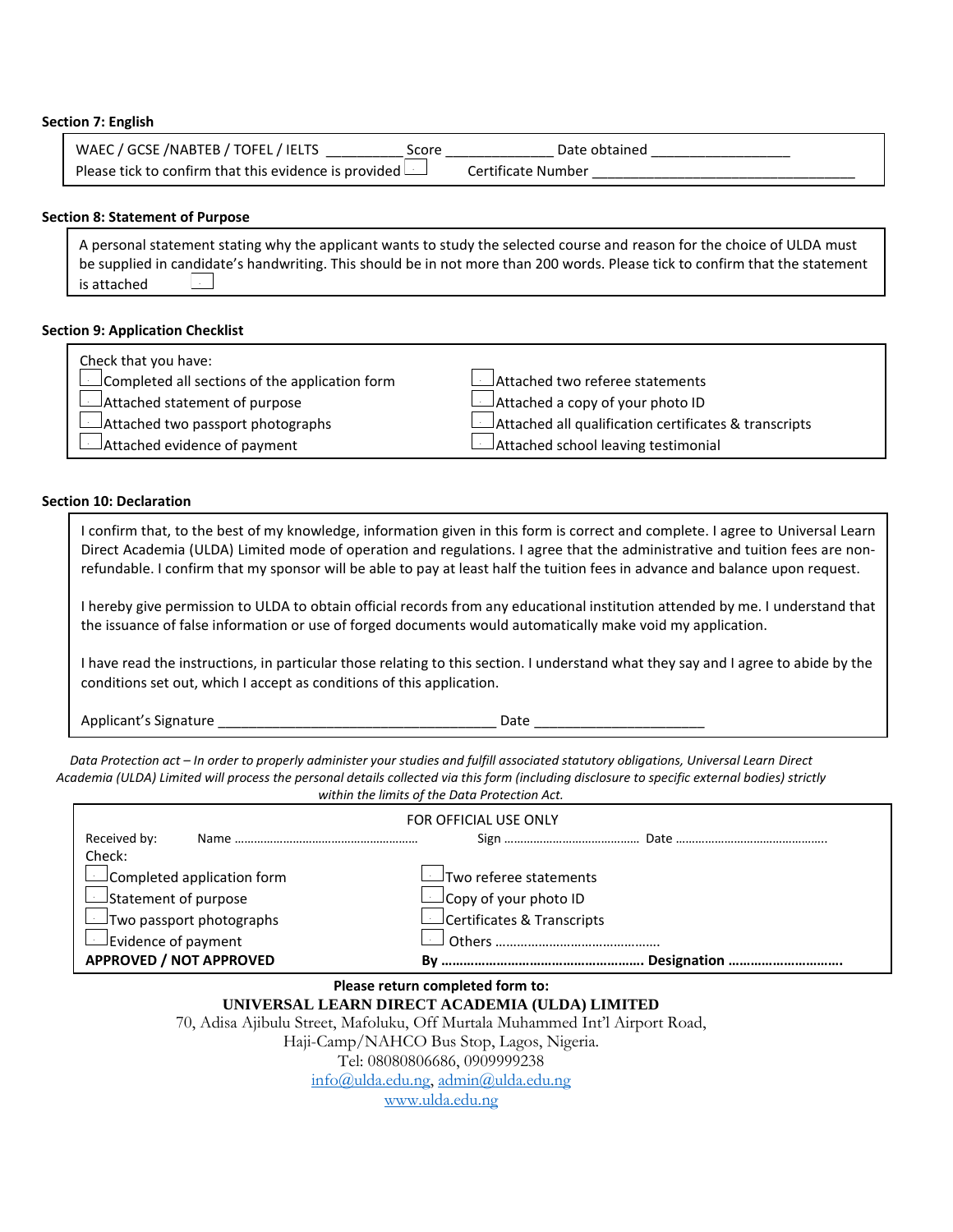**Section 7: English**

WAEC / GCSE /NABTEB / TOFEL / IELTS __________ Score ______________ Date obtained __________________

Please tick to confirm that this evidence is provided ☐ Certificate Number __________________________________

**Section 8: Statement of Purpose**

A personal statement stating why the applicant wants to study the selected course and reason for the choice of ULDA must be supplied in candidate's handwriting. This should be in not more than 200 words. Please tick to confirm that the statement is attached ☐

**Section 9: Application Checklist**

Check that you have:

- ☐ Completed all sections of the application form
- ☐ Attached statement of purpose
- ☐ Attached two passport photographs
- ☐ Attached evidence of payment
- ☐ Attached two referee statements
- ☐ Attached a copy of your photo ID
- ☐ Attached all qualification certificates & transcripts
- ☐ Attached school leaving testimonial

**Section 10: Declaration**

I confirm that, to the best of my knowledge, information given in this form is correct and complete. I agree to Universal Learn Direct Academia (ULDA) Limited mode of operation and regulations. I agree that the administrative and tuition fees are non-refundable. I confirm that my sponsor will be able to pay at least half the tuition fees in advance and balance upon request.

I hereby give permission to ULDA to obtain official records from any educational institution attended by me. I understand that the issuance of false information or use of forged documents would automatically make void my application.

I have read the instructions, in particular those relating to this section. I understand what they say and I agree to abide by the conditions set out, which I accept as conditions of this application.

Applicant's Signature ____________________________________ Date ______________________

*Data Protection act – In order to properly administer your studies and fulfill associated statutory obligations, Universal Learn Direct Academia (ULDA) Limited will process the personal details collected via this form (including disclosure to specific external bodies) strictly within the limits of the Data Protection Act.*

FOR OFFICIAL USE ONLY

Received by: Name ……………………………………………… Sign …………………………………… Date ………………………………………..

Check:

- ☐ Completed application form
- ☐ Statement of purpose
- ☐ Two passport photographs
- ☐ Evidence of payment
- ☐ Two referee statements
- ☐ Copy of your photo ID
- ☐ Certificates & Transcripts
- ☐ Others ………………………………………

**APPROVED / NOT APPROVED** **By ………………………………………………. Designation …………………………..**

**Please return completed form to:**

**UNIVERSAL LEARN DIRECT ACADEMIA (ULDA) LIMITED**

70, Adisa Ajibulu Street, Mafoluku, Off Murtala Muhammed Int'l Airport Road,
Haji-Camp/NAHCO Bus Stop, Lagos, Nigeria.
Tel: 08080806686, 0909999238
info@ulda.edu.ng, admin@ulda.edu.ng
www.ulda.edu.ng